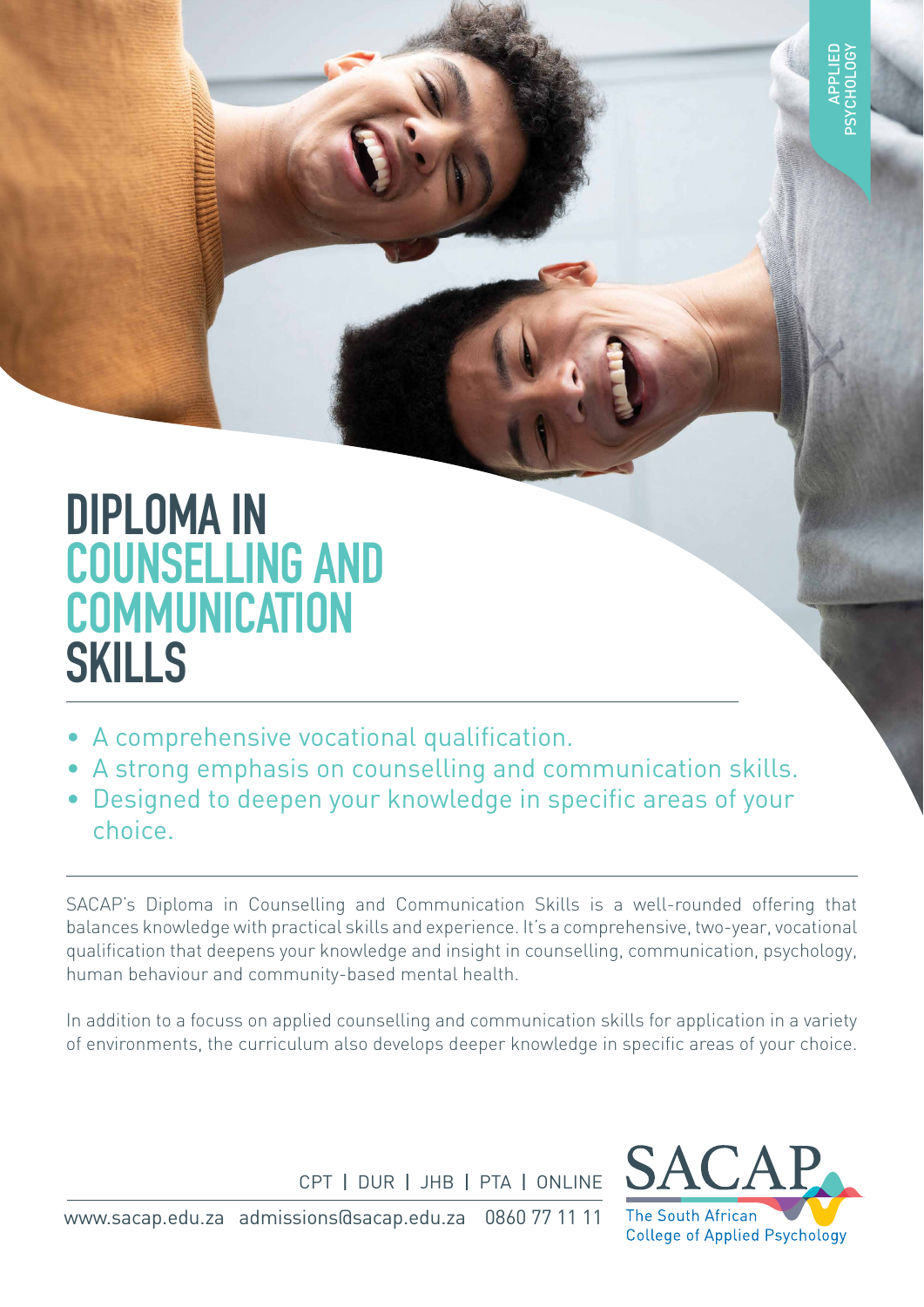APPLIED PSYCHOLOGY

# DIPLOMA IN COUNSELLING AND COMMUNICATION SKILLS

- A comprehensive vocational qualification.
- A strong emphasis on counselling and communication skills.
- Designed to deepen your knowledge in specific areas of your choice.

SACAP's Diploma in Counselling and Communication Skills is a well-rounded offering that balances knowledge with practical skills and experience. It's a comprehensive, two-year, vocational qualification that deepens your knowledge and insight in counselling, communication, psychology, human behaviour and community-based mental health.

In addition to a focuss on applied counselling and communication skills for application in a variety of environments, the curriculum also develops deeper knowledge in specific areas of your choice.

CPT | DUR | JHB | PTA | ONLINE

www.sacap.edu.za admissions@sacap.edu.za 0860 77 11 11

SACAP
The South African College of Applied Psychology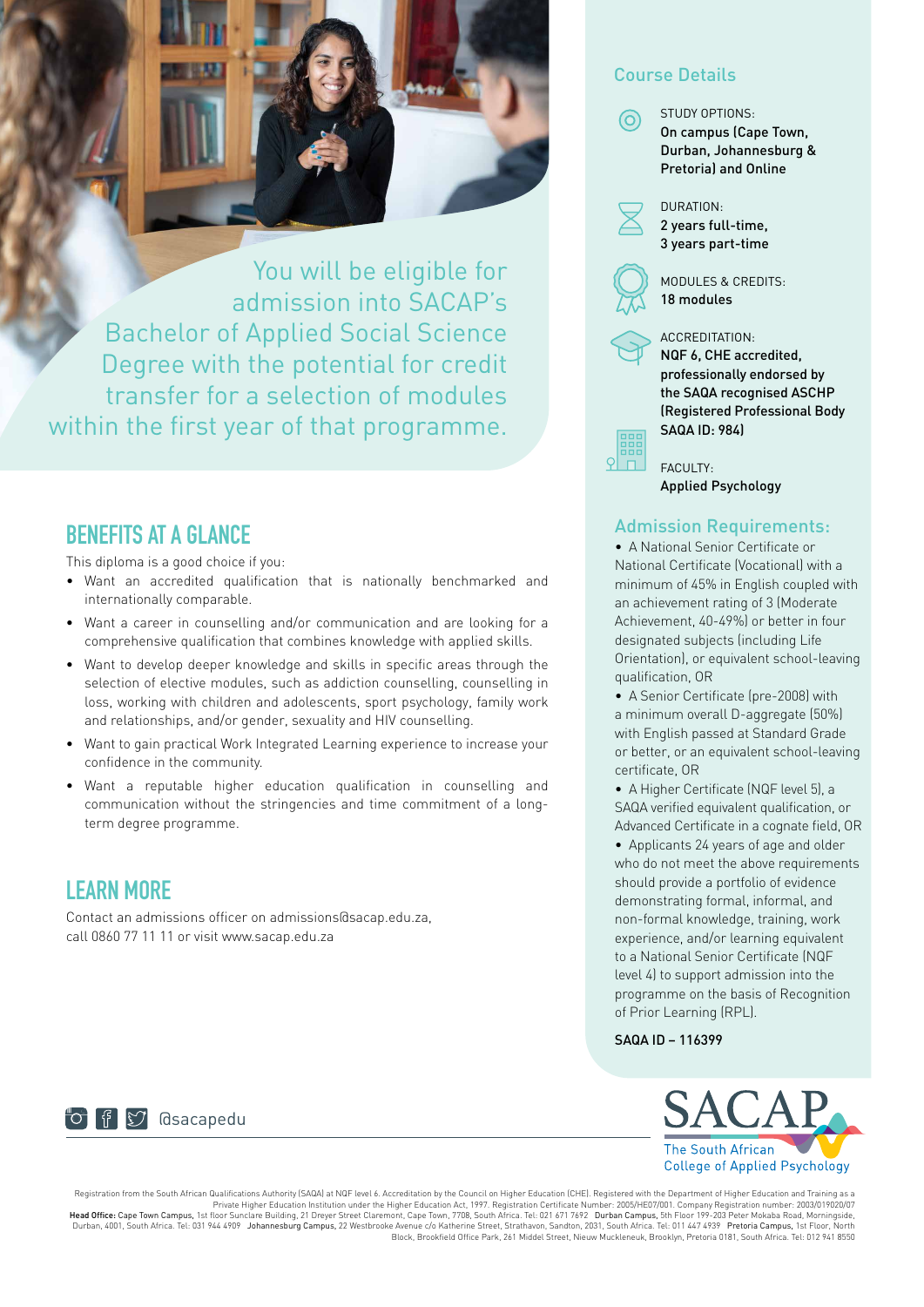You will be eligible for admission into SACAP's Bachelor of Applied Social Science Degree with the potential for credit transfer for a selection of modules within the first year of that programme.

## BENEFITS AT A GLANCE

This diploma is a good choice if you:

- Want an accredited qualification that is nationally benchmarked and internationally comparable.
- Want a career in counselling and/or communication and are looking for a comprehensive qualification that combines knowledge with applied skills.
- Want to develop deeper knowledge and skills in specific areas through the selection of elective modules, such as addiction counselling, counselling in loss, working with children and adolescents, sport psychology, family work and relationships, and/or gender, sexuality and HIV counselling.
- Want to gain practical Work Integrated Learning experience to increase your confidence in the community.
- Want a reputable higher education qualification in counselling and communication without the stringencies and time commitment of a long-term degree programme.

## LEARN MORE

Contact an admissions officer on admissions@sacap.edu.za, call 0860 77 11 11 or visit www.sacap.edu.za

## Course Details

STUDY OPTIONS:
**On campus (Cape Town, Durban, Johannesburg & Pretoria) and Online**

DURATION:
**2 years full-time, 3 years part-time**

MODULES & CREDITS:
**18 modules**

ACCREDITATION:
**NQF 6, CHE accredited, professionally endorsed by the SAQA recognised ASCHP (Registered Professional Body SAQA ID: 984)**

FACULTY:
**Applied Psychology**

## Admission Requirements:

- A National Senior Certificate or National Certificate (Vocational) with a minimum of 45% in English coupled with an achievement rating of 3 (Moderate Achievement, 40-49%) or better in four designated subjects (including Life Orientation), or equivalent school-leaving qualification, OR
- A Senior Certificate (pre-2008) with a minimum overall D-aggregate (50%) with English passed at Standard Grade or better, or an equivalent school-leaving certificate, OR
- A Higher Certificate (NQF level 5), a SAQA verified equivalent qualification, or Advanced Certificate in a cognate field, OR
- Applicants 24 years of age and older who do not meet the above requirements should provide a portfolio of evidence demonstrating formal, informal, and non-formal knowledge, training, work experience, and/or learning equivalent to a National Senior Certificate (NQF level 4) to support admission into the programme on the basis of Recognition of Prior Learning (RPL).

**SAQA ID – 116399**

@sacapedu

SACAP
The South African College of Applied Psychology

Registration from the South African Qualifications Authority (SAQA) at NQF level 6. Accreditation by the Council on Higher Education (CHE). Registered with the Department of Higher Education and Training as a Private Higher Education Institution under the Higher Education Act, 1997. Registration Certificate Number: 2005/HE07/001. Company Registration number: 2003/019020/07
**Head Office:** Cape Town Campus, 1st floor Sunclare Building, 21 Dreyer Street Claremont, Cape Town, 7708, South Africa. Tel: 021 671 7692 **Durban Campus,** 5th Floor 199-203 Peter Mokaba Road, Morningside, Durban, 4001, South Africa. Tel: 031 944 4909 **Johannesburg Campus,** 22 Westbrooke Avenue c/o Katherine Street, Strathavon, Sandton, 2031, South Africa. Tel: 011 447 4939 **Pretoria Campus,** 1st Floor, North Block, Brookfield Office Park, 261 Middel Street, Nieuw Muckleneuk, Brooklyn, Pretoria 0181, South Africa. Tel: 012 941 8550